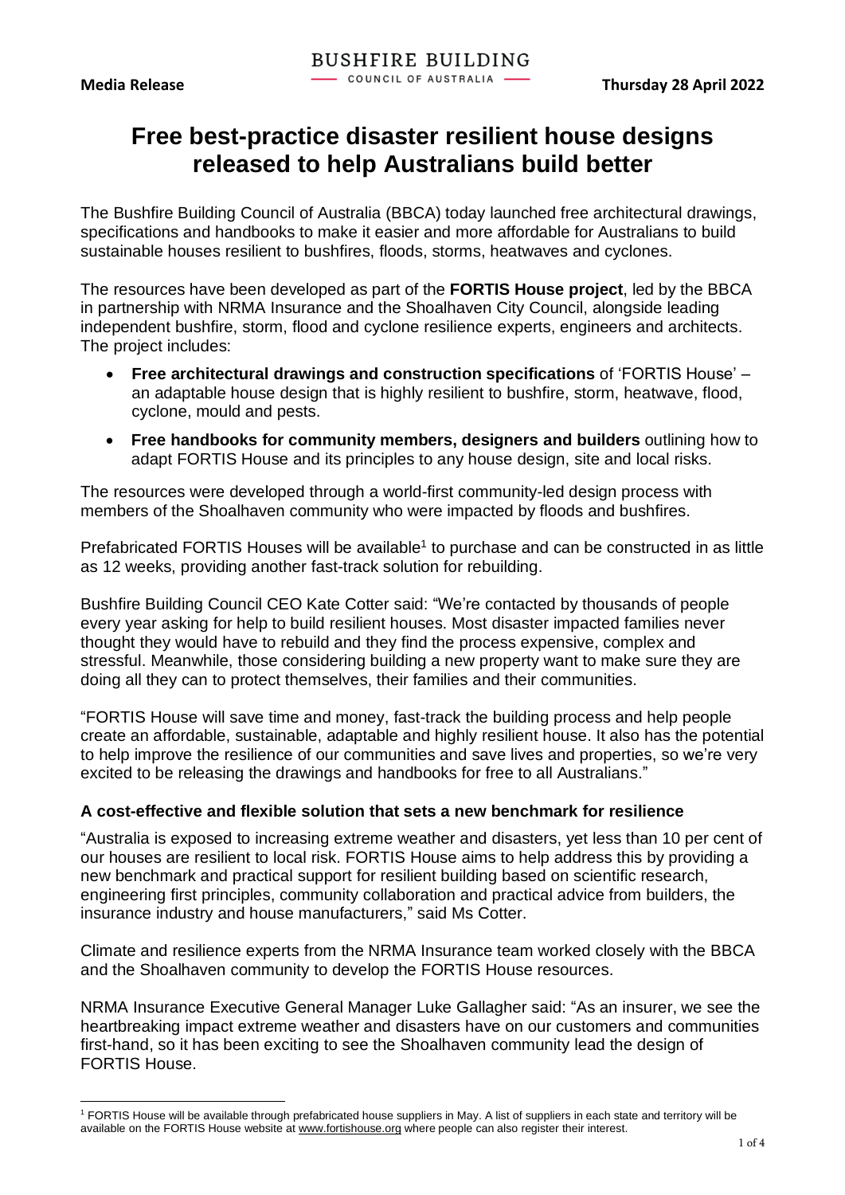**Media Release**

BUSHFIRE BUILDING
COUNCIL OF AUSTRALIA

**Thursday 28 April 2022**

# Free best-practice disaster resilient house designs released to help Australians build better

The Bushfire Building Council of Australia (BBCA) today launched free architectural drawings, specifications and handbooks to make it easier and more affordable for Australians to build sustainable houses resilient to bushfires, floods, storms, heatwaves and cyclones.

The resources have been developed as part of the **FORTIS House project**, led by the BBCA in partnership with NRMA Insurance and the Shoalhaven City Council, alongside leading independent bushfire, storm, flood and cyclone resilience experts, engineers and architects. The project includes:

- **Free architectural drawings and construction specifications** of 'FORTIS House' – an adaptable house design that is highly resilient to bushfire, storm, heatwave, flood, cyclone, mould and pests.
- **Free handbooks for community members, designers and builders** outlining how to adapt FORTIS House and its principles to any house design, site and local risks.

The resources were developed through a world-first community-led design process with members of the Shoalhaven community who were impacted by floods and bushfires.

Prefabricated FORTIS Houses will be available[1] to purchase and can be constructed in as little as 12 weeks, providing another fast-track solution for rebuilding.

Bushfire Building Council CEO Kate Cotter said: "We're contacted by thousands of people every year asking for help to build resilient houses. Most disaster impacted families never thought they would have to rebuild and they find the process expensive, complex and stressful. Meanwhile, those considering building a new property want to make sure they are doing all they can to protect themselves, their families and their communities.

"FORTIS House will save time and money, fast-track the building process and help people create an affordable, sustainable, adaptable and highly resilient house. It also has the potential to help improve the resilience of our communities and save lives and properties, so we're very excited to be releasing the drawings and handbooks for free to all Australians."

### A cost-effective and flexible solution that sets a new benchmark for resilience

"Australia is exposed to increasing extreme weather and disasters, yet less than 10 per cent of our houses are resilient to local risk. FORTIS House aims to help address this by providing a new benchmark and practical support for resilient building based on scientific research, engineering first principles, community collaboration and practical advice from builders, the insurance industry and house manufacturers," said Ms Cotter.

Climate and resilience experts from the NRMA Insurance team worked closely with the BBCA and the Shoalhaven community to develop the FORTIS House resources.

NRMA Insurance Executive General Manager Luke Gallagher said: "As an insurer, we see the heartbreaking impact extreme weather and disasters have on our customers and communities first-hand, so it has been exciting to see the Shoalhaven community lead the design of FORTIS House.

---

[1] FORTIS House will be available through prefabricated house suppliers in May. A list of suppliers in each state and territory will be available on the FORTIS House website at www.fortishouse.org where people can also register their interest.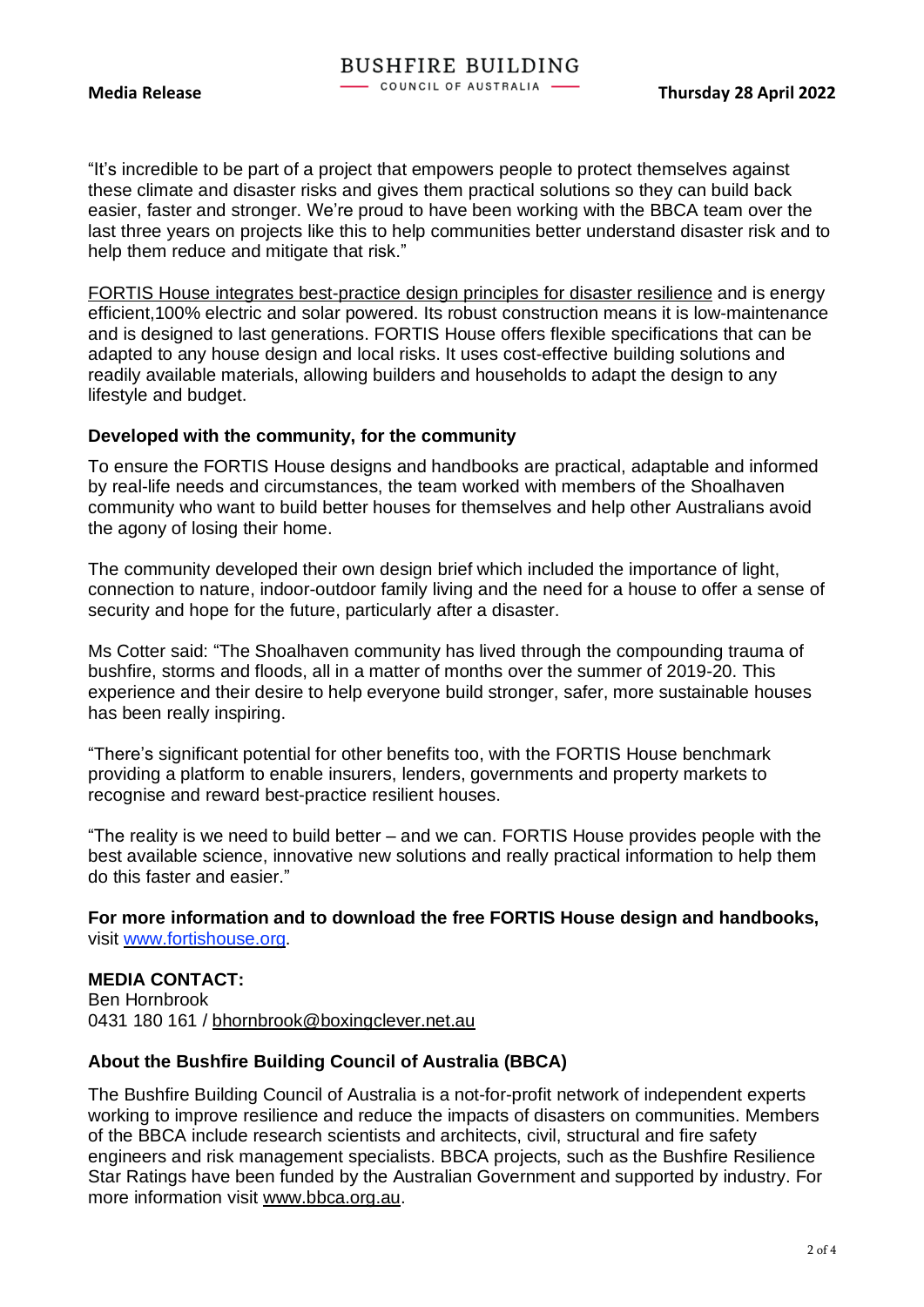"It's incredible to be part of a project that empowers people to protect themselves against these climate and disaster risks and gives them practical solutions so they can build back easier, faster and stronger. We're proud to have been working with the BBCA team over the last three years on projects like this to help communities better understand disaster risk and to help them reduce and mitigate that risk."

FORTIS House integrates best-practice design principles for disaster resilience and is energy efficient,100% electric and solar powered. Its robust construction means it is low-maintenance and is designed to last generations. FORTIS House offers flexible specifications that can be adapted to any house design and local risks. It uses cost-effective building solutions and readily available materials, allowing builders and households to adapt the design to any lifestyle and budget.

**Developed with the community, for the community**

To ensure the FORTIS House designs and handbooks are practical, adaptable and informed by real-life needs and circumstances, the team worked with members of the Shoalhaven community who want to build better houses for themselves and help other Australians avoid the agony of losing their home.

The community developed their own design brief which included the importance of light, connection to nature, indoor-outdoor family living and the need for a house to offer a sense of security and hope for the future, particularly after a disaster.

Ms Cotter said: "The Shoalhaven community has lived through the compounding trauma of bushfire, storms and floods, all in a matter of months over the summer of 2019-20. This experience and their desire to help everyone build stronger, safer, more sustainable houses has been really inspiring.

"There's significant potential for other benefits too, with the FORTIS House benchmark providing a platform to enable insurers, lenders, governments and property markets to recognise and reward best-practice resilient houses.

"The reality is we need to build better – and we can. FORTIS House provides people with the best available science, innovative new solutions and really practical information to help them do this faster and easier."

**For more information and to download the free FORTIS House design and handbooks,** visit www.fortishouse.org.

**MEDIA CONTACT:**
Ben Hornbrook
0431 180 161 / bhornbrook@boxingclever.net.au

**About the Bushfire Building Council of Australia (BBCA)**

The Bushfire Building Council of Australia is a not-for-profit network of independent experts working to improve resilience and reduce the impacts of disasters on communities. Members of the BBCA include research scientists and architects, civil, structural and fire safety engineers and risk management specialists. BBCA projects, such as the Bushfire Resilience Star Ratings have been funded by the Australian Government and supported by industry. For more information visit www.bbca.org.au.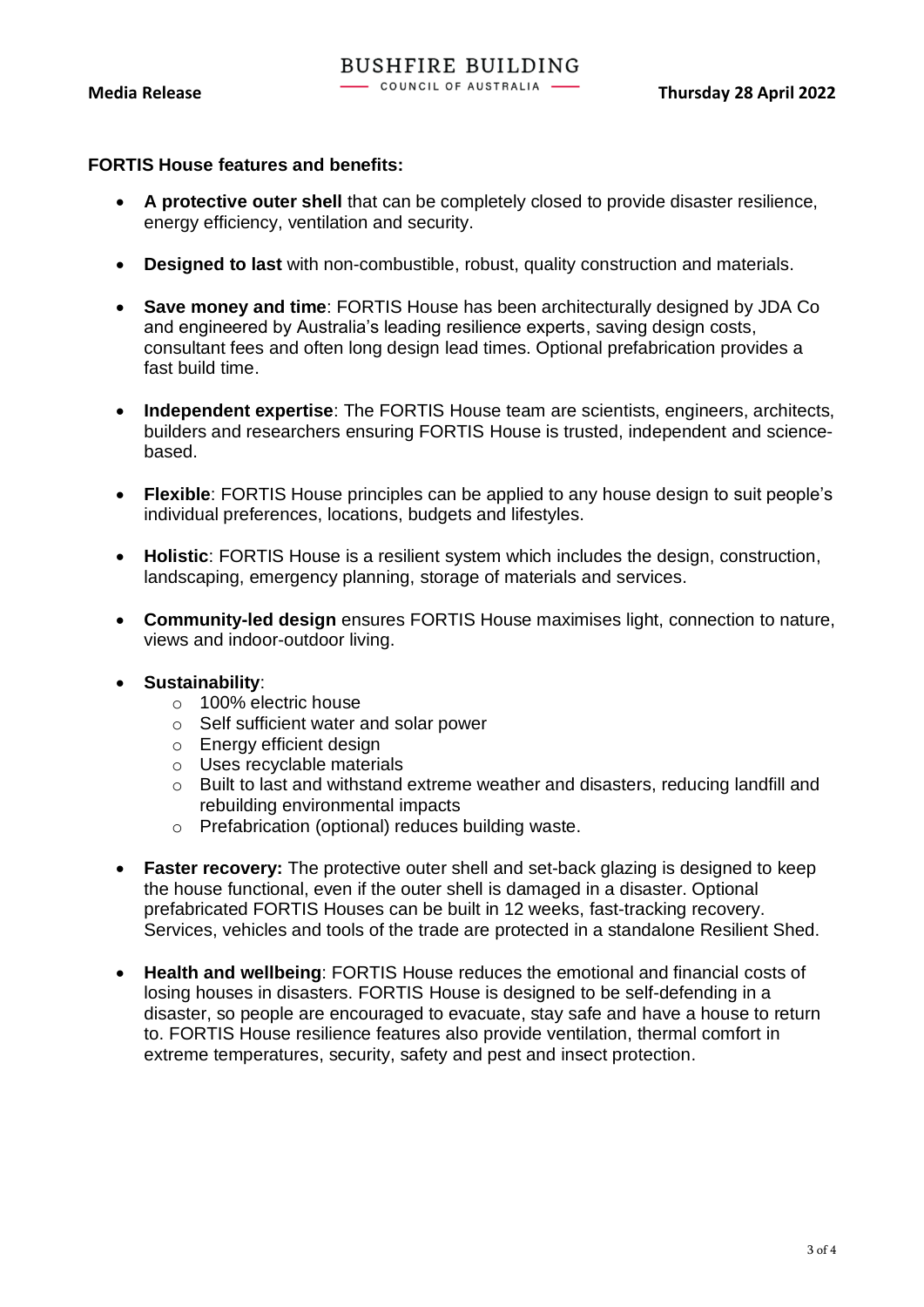**FORTIS House features and benefits:**

- **A protective outer shell** that can be completely closed to provide disaster resilience, energy efficiency, ventilation and security.
- **Designed to last** with non-combustible, robust, quality construction and materials.
- **Save money and time**: FORTIS House has been architecturally designed by JDA Co and engineered by Australia's leading resilience experts, saving design costs, consultant fees and often long design lead times. Optional prefabrication provides a fast build time.
- **Independent expertise**: The FORTIS House team are scientists, engineers, architects, builders and researchers ensuring FORTIS House is trusted, independent and science-based.
- **Flexible**: FORTIS House principles can be applied to any house design to suit people's individual preferences, locations, budgets and lifestyles.
- **Holistic**: FORTIS House is a resilient system which includes the design, construction, landscaping, emergency planning, storage of materials and services.
- **Community-led design** ensures FORTIS House maximises light, connection to nature, views and indoor-outdoor living.
- **Sustainability**:
  - 100% electric house
  - Self sufficient water and solar power
  - Energy efficient design
  - Uses recyclable materials
  - Built to last and withstand extreme weather and disasters, reducing landfill and rebuilding environmental impacts
  - Prefabrication (optional) reduces building waste.
- **Faster recovery:** The protective outer shell and set-back glazing is designed to keep the house functional, even if the outer shell is damaged in a disaster. Optional prefabricated FORTIS Houses can be built in 12 weeks, fast-tracking recovery. Services, vehicles and tools of the trade are protected in a standalone Resilient Shed.
- **Health and wellbeing**: FORTIS House reduces the emotional and financial costs of losing houses in disasters. FORTIS House is designed to be self-defending in a disaster, so people are encouraged to evacuate, stay safe and have a house to return to. FORTIS House resilience features also provide ventilation, thermal comfort in extreme temperatures, security, safety and pest and insect protection.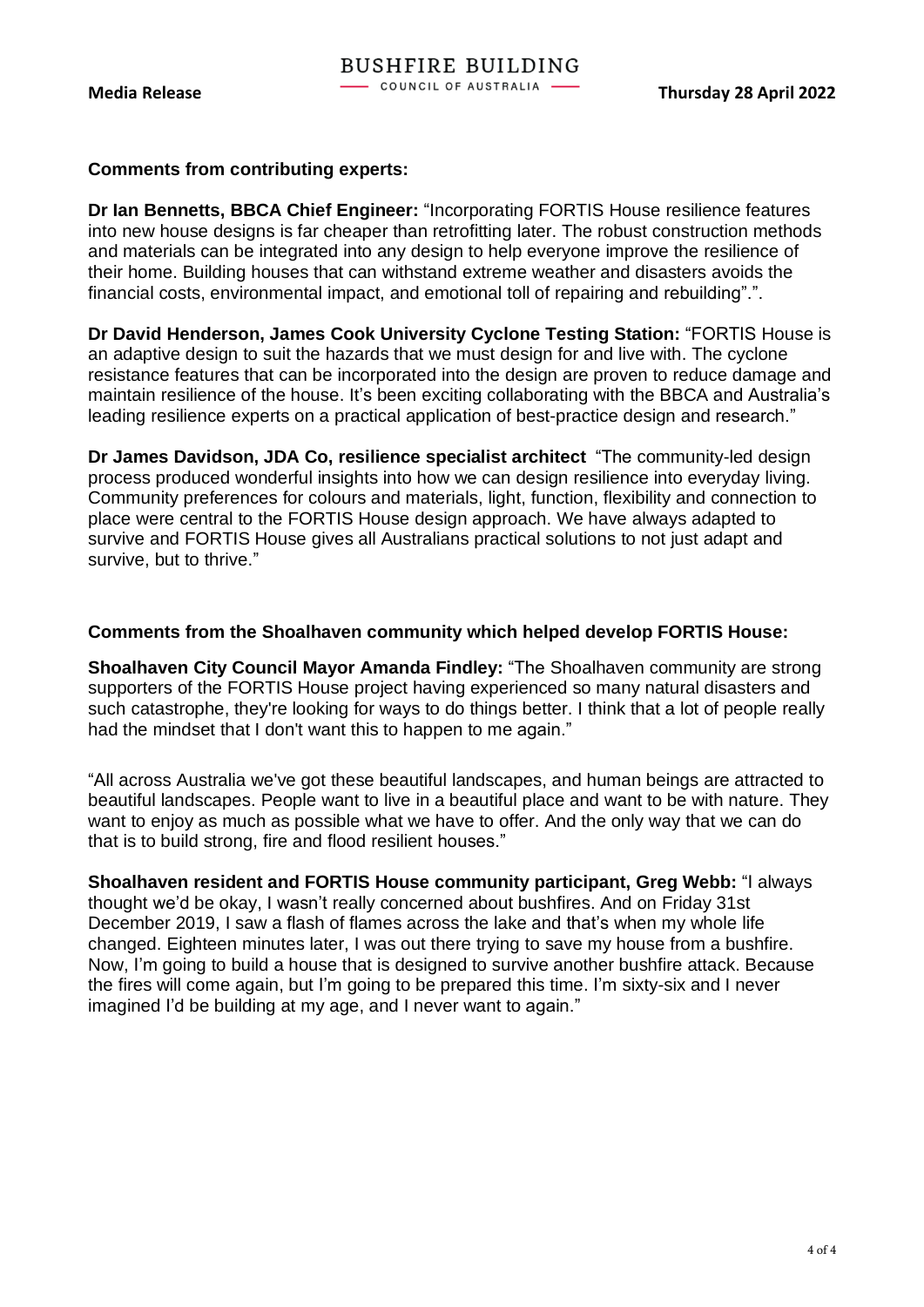**Comments from contributing experts:**

**Dr Ian Bennetts, BBCA Chief Engineer:** "Incorporating FORTIS House resilience features into new house designs is far cheaper than retrofitting later. The robust construction methods and materials can be integrated into any design to help everyone improve the resilience of their home. Building houses that can withstand extreme weather and disasters avoids the financial costs, environmental impact, and emotional toll of repairing and rebuilding".".

**Dr David Henderson, James Cook University Cyclone Testing Station:** "FORTIS House is an adaptive design to suit the hazards that we must design for and live with. The cyclone resistance features that can be incorporated into the design are proven to reduce damage and maintain resilience of the house. It's been exciting collaborating with the BBCA and Australia's leading resilience experts on a practical application of best-practice design and research."

**Dr James Davidson, JDA Co, resilience specialist architect** "The community-led design process produced wonderful insights into how we can design resilience into everyday living. Community preferences for colours and materials, light, function, flexibility and connection to place were central to the FORTIS House design approach. We have always adapted to survive and FORTIS House gives all Australians practical solutions to not just adapt and survive, but to thrive."

**Comments from the Shoalhaven community which helped develop FORTIS House:**

**Shoalhaven City Council Mayor Amanda Findley:** "The Shoalhaven community are strong supporters of the FORTIS House project having experienced so many natural disasters and such catastrophe, they're looking for ways to do things better. I think that a lot of people really had the mindset that I don't want this to happen to me again."

"All across Australia we've got these beautiful landscapes, and human beings are attracted to beautiful landscapes. People want to live in a beautiful place and want to be with nature. They want to enjoy as much as possible what we have to offer. And the only way that we can do that is to build strong, fire and flood resilient houses."

**Shoalhaven resident and FORTIS House community participant, Greg Webb:** "I always thought we'd be okay, I wasn't really concerned about bushfires. And on Friday 31st December 2019, I saw a flash of flames across the lake and that's when my whole life changed. Eighteen minutes later, I was out there trying to save my house from a bushfire. Now, I'm going to build a house that is designed to survive another bushfire attack. Because the fires will come again, but I'm going to be prepared this time. I'm sixty-six and I never imagined I'd be building at my age, and I never want to again."